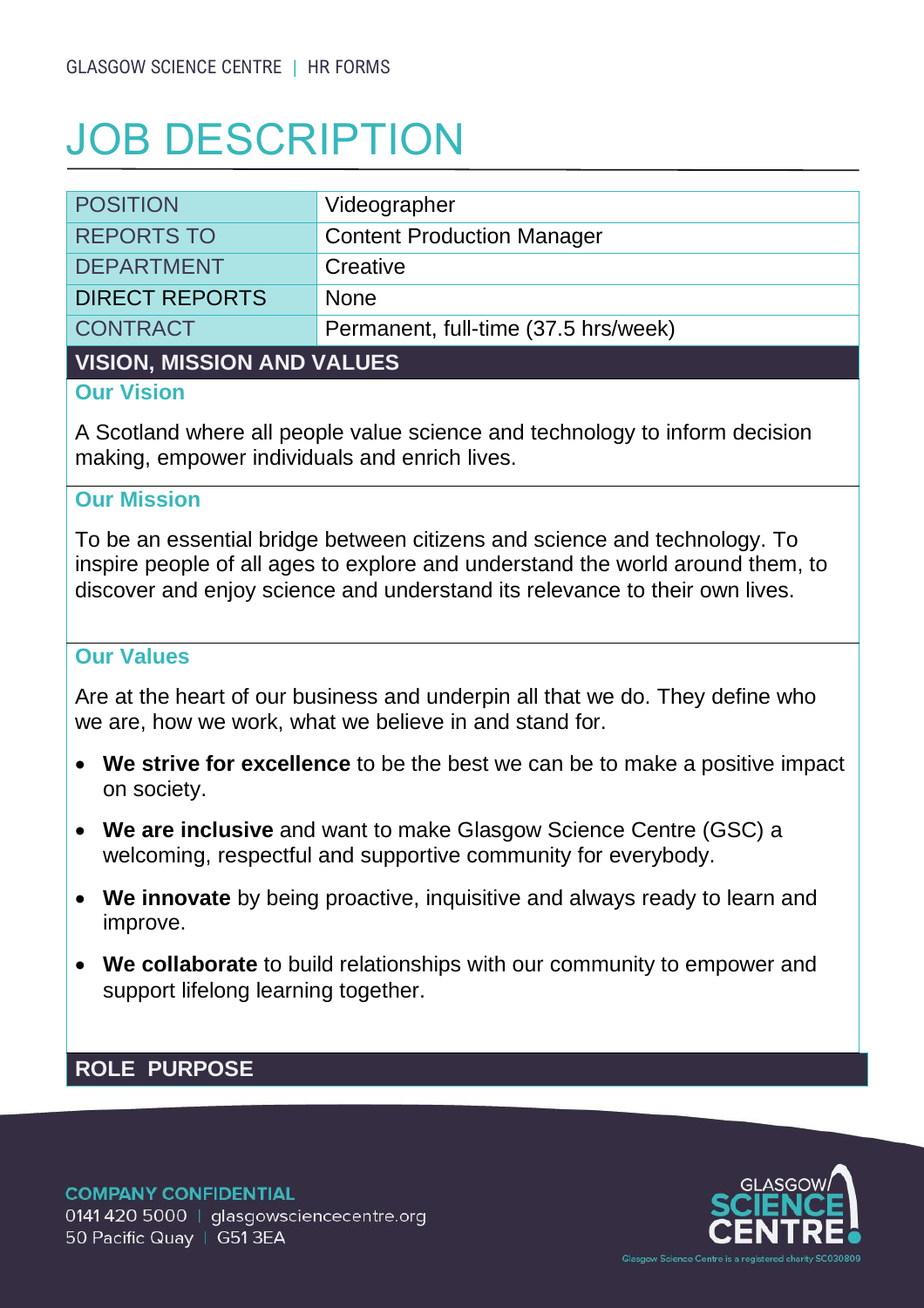# JOB DESCRIPTION

| POSITION | Videographer |
| --- | --- |
| REPORTS TO | Content Production Manager |
| DEPARTMENT | Creative |
| DIRECT REPORTS | None |
| CONTRACT | Permanent, full-time (37.5 hrs/week) |

## VISION, MISSION AND VALUES

### Our Vision

A Scotland where all people value science and technology to inform decision making, empower individuals and enrich lives.

### Our Mission

To be an essential bridge between citizens and science and technology. To inspire people of all ages to explore and understand the world around them, to discover and enjoy science and understand its relevance to their own lives.

### Our Values

Are at the heart of our business and underpin all that we do. They define who we are, how we work, what we believe in and stand for.

- **We strive for excellence** to be the best we can be to make a positive impact on society.
- **We are inclusive** and want to make Glasgow Science Centre (GSC) a welcoming, respectful and supportive community for everybody.
- **We innovate** by being proactive, inquisitive and always ready to learn and improve.
- **We collaborate** to build relationships with our community to empower and support lifelong learning together.

## ROLE PURPOSE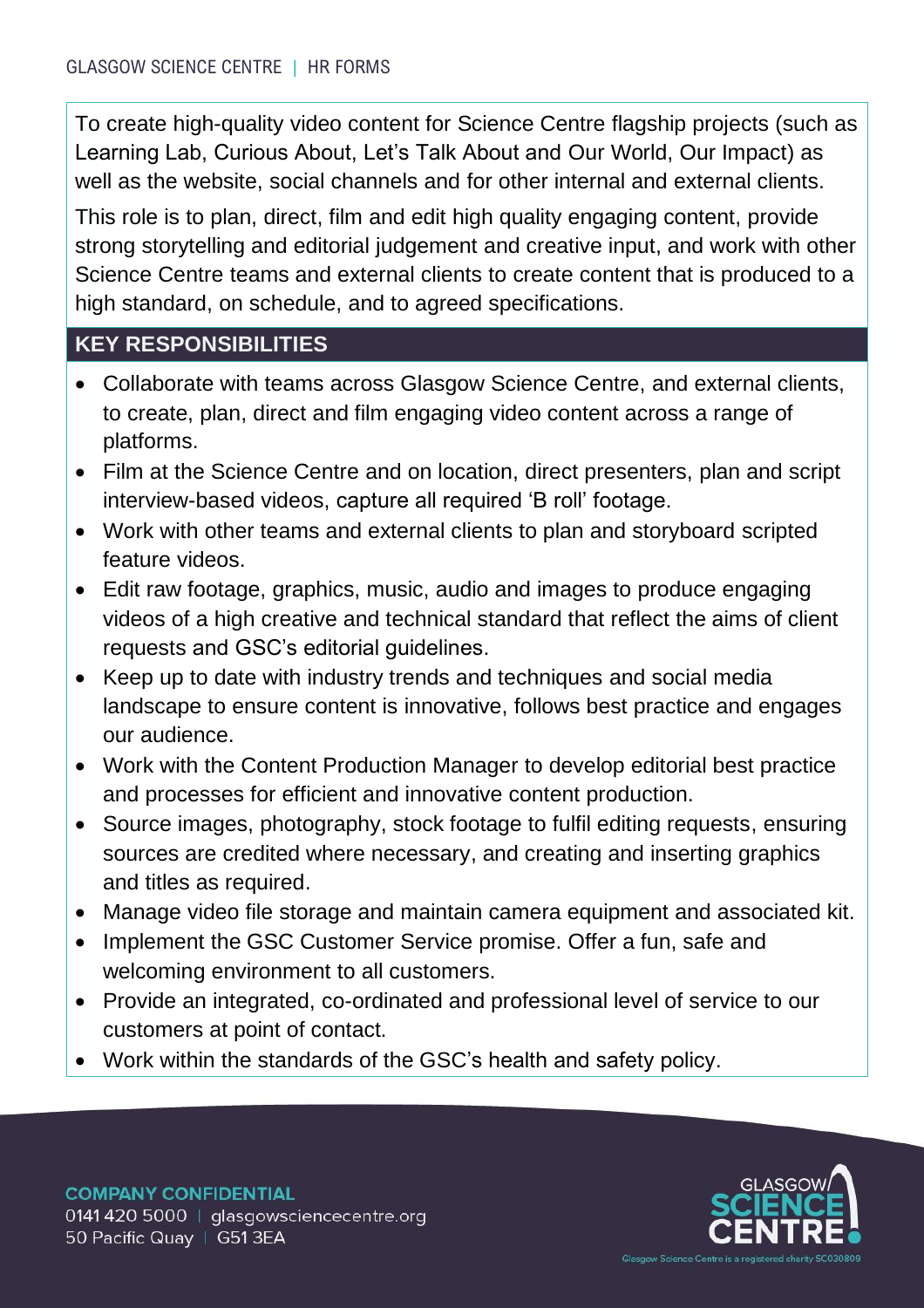To create high-quality video content for Science Centre flagship projects (such as Learning Lab, Curious About, Let's Talk About and Our World, Our Impact) as well as the website, social channels and for other internal and external clients.

This role is to plan, direct, film and edit high quality engaging content, provide strong storytelling and editorial judgement and creative input, and work with other Science Centre teams and external clients to create content that is produced to a high standard, on schedule, and to agreed specifications.

## KEY RESPONSIBILITIES

- Collaborate with teams across Glasgow Science Centre, and external clients, to create, plan, direct and film engaging video content across a range of platforms.
- Film at the Science Centre and on location, direct presenters, plan and script interview-based videos, capture all required 'B roll' footage.
- Work with other teams and external clients to plan and storyboard scripted feature videos.
- Edit raw footage, graphics, music, audio and images to produce engaging videos of a high creative and technical standard that reflect the aims of client requests and GSC's editorial guidelines.
- Keep up to date with industry trends and techniques and social media landscape to ensure content is innovative, follows best practice and engages our audience.
- Work with the Content Production Manager to develop editorial best practice and processes for efficient and innovative content production.
- Source images, photography, stock footage to fulfil editing requests, ensuring sources are credited where necessary, and creating and inserting graphics and titles as required.
- Manage video file storage and maintain camera equipment and associated kit.
- Implement the GSC Customer Service promise. Offer a fun, safe and welcoming environment to all customers.
- Provide an integrated, co-ordinated and professional level of service to our customers at point of contact.
- Work within the standards of the GSC's health and safety policy.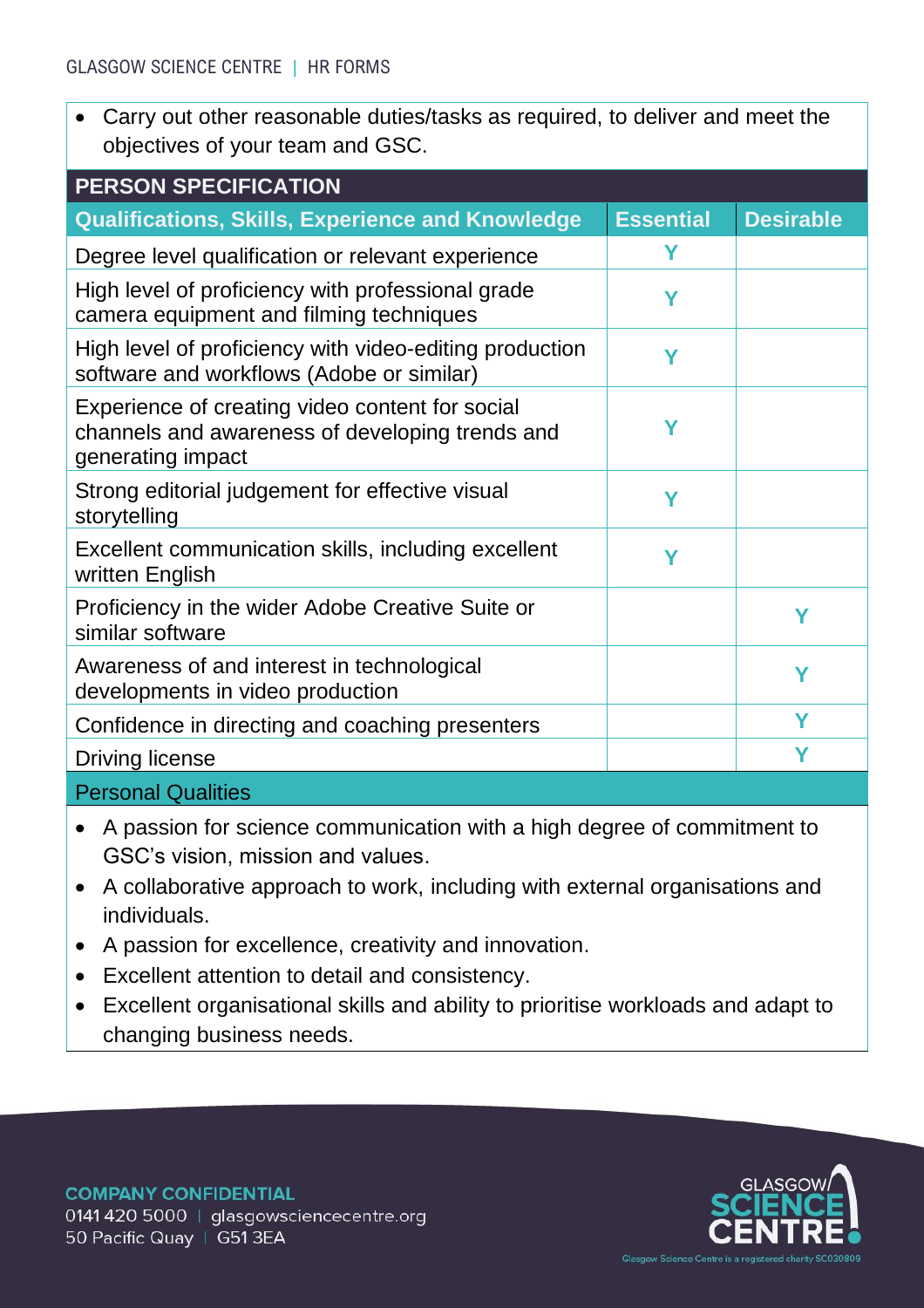- Carry out other reasonable duties/tasks as required, to deliver and meet the objectives of your team and GSC.

## PERSON SPECIFICATION

| Qualifications, Skills, Experience and Knowledge | Essential | Desirable |
| --- | --- | --- |
| Degree level qualification or relevant experience | Y | |
| High level of proficiency with professional grade camera equipment and filming techniques | Y | |
| High level of proficiency with video-editing production software and workflows (Adobe or similar) | Y | |
| Experience of creating video content for social channels and awareness of developing trends and generating impact | Y | |
| Strong editorial judgement for effective visual storytelling | Y | |
| Excellent communication skills, including excellent written English | Y | |
| Proficiency in the wider Adobe Creative Suite or similar software | | Y |
| Awareness of and interest in technological developments in video production | | Y |
| Confidence in directing and coaching presenters | | Y |
| Driving license | | Y |

### Personal Qualities

- A passion for science communication with a high degree of commitment to GSC's vision, mission and values.
- A collaborative approach to work, including with external organisations and individuals.
- A passion for excellence, creativity and innovation.
- Excellent attention to detail and consistency.
- Excellent organisational skills and ability to prioritise workloads and adapt to changing business needs.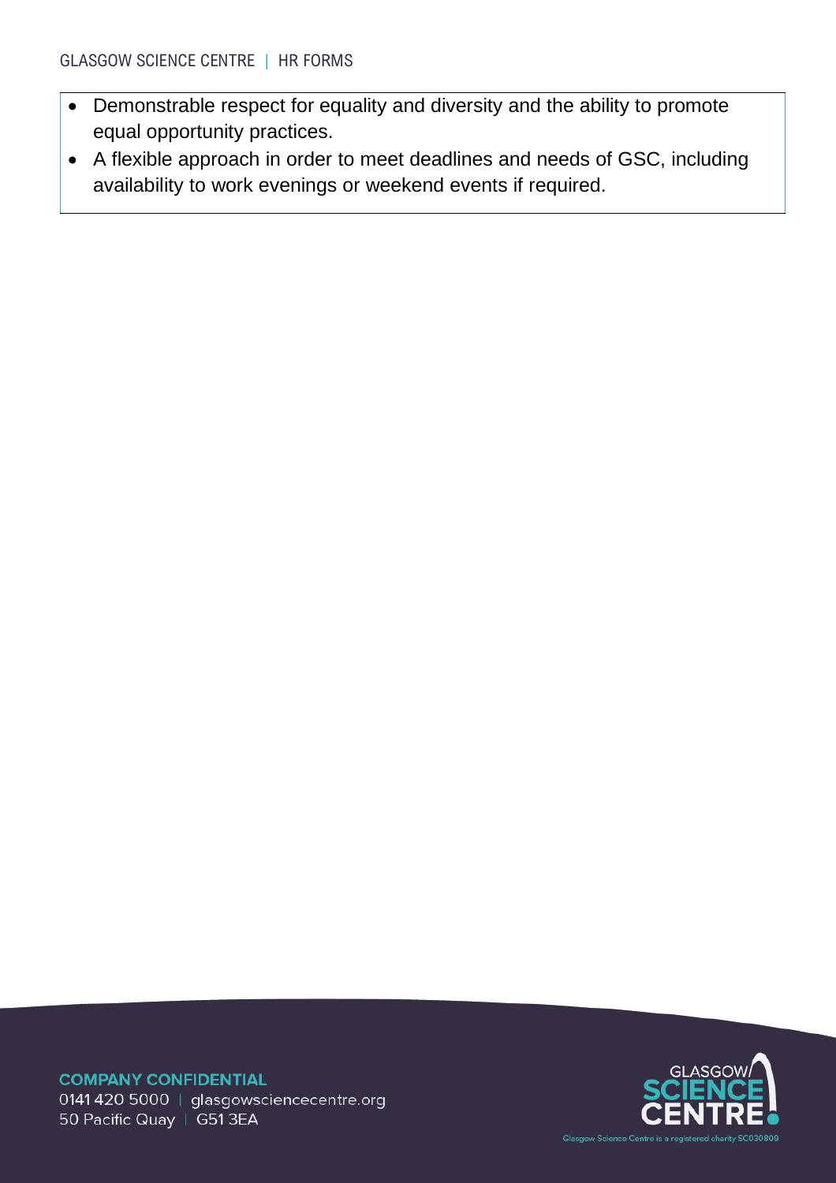- Demonstrable respect for equality and diversity and the ability to promote equal opportunity practices.
- A flexible approach in order to meet deadlines and needs of GSC, including availability to work evenings or weekend events if required.